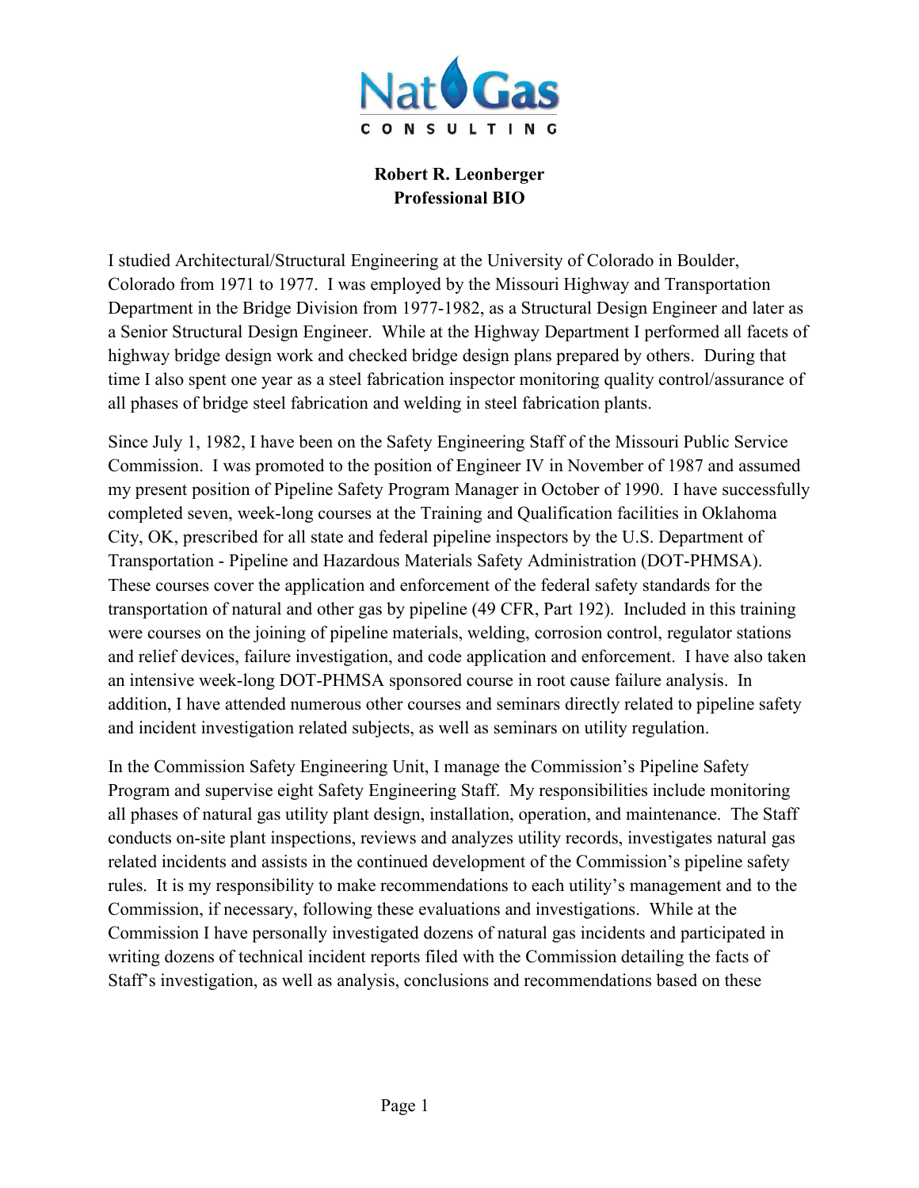**Robert R. Leonberger**
**Professional BIO**

I studied Architectural/Structural Engineering at the University of Colorado in Boulder, Colorado from 1971 to 1977. I was employed by the Missouri Highway and Transportation Department in the Bridge Division from 1977-1982, as a Structural Design Engineer and later as a Senior Structural Design Engineer. While at the Highway Department I performed all facets of highway bridge design work and checked bridge design plans prepared by others. During that time I also spent one year as a steel fabrication inspector monitoring quality control/assurance of all phases of bridge steel fabrication and welding in steel fabrication plants.

Since July 1, 1982, I have been on the Safety Engineering Staff of the Missouri Public Service Commission. I was promoted to the position of Engineer IV in November of 1987 and assumed my present position of Pipeline Safety Program Manager in October of 1990. I have successfully completed seven, week-long courses at the Training and Qualification facilities in Oklahoma City, OK, prescribed for all state and federal pipeline inspectors by the U.S. Department of Transportation - Pipeline and Hazardous Materials Safety Administration (DOT-PHMSA). These courses cover the application and enforcement of the federal safety standards for the transportation of natural and other gas by pipeline (49 CFR, Part 192). Included in this training were courses on the joining of pipeline materials, welding, corrosion control, regulator stations and relief devices, failure investigation, and code application and enforcement. I have also taken an intensive week-long DOT-PHMSA sponsored course in root cause failure analysis. In addition, I have attended numerous other courses and seminars directly related to pipeline safety and incident investigation related subjects, as well as seminars on utility regulation.

In the Commission Safety Engineering Unit, I manage the Commission's Pipeline Safety Program and supervise eight Safety Engineering Staff. My responsibilities include monitoring all phases of natural gas utility plant design, installation, operation, and maintenance. The Staff conducts on-site plant inspections, reviews and analyzes utility records, investigates natural gas related incidents and assists in the continued development of the Commission's pipeline safety rules. It is my responsibility to make recommendations to each utility's management and to the Commission, if necessary, following these evaluations and investigations. While at the Commission I have personally investigated dozens of natural gas incidents and participated in writing dozens of technical incident reports filed with the Commission detailing the facts of Staff's investigation, as well as analysis, conclusions and recommendations based on these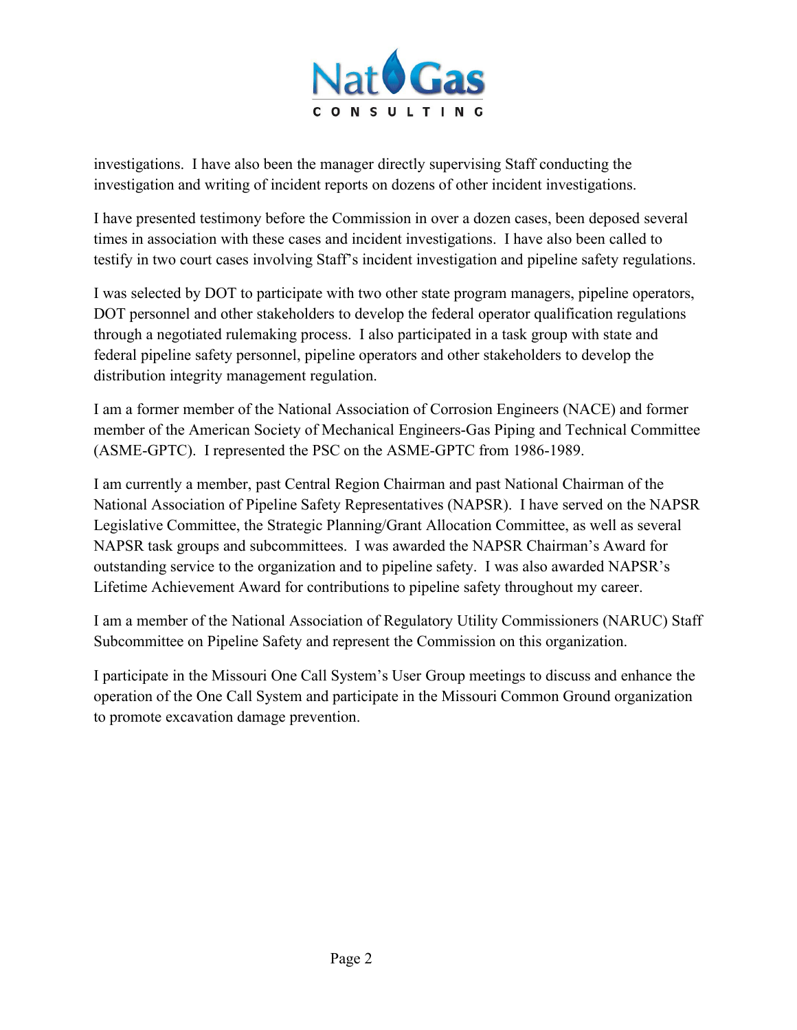investigations. I have also been the manager directly supervising Staff conducting the investigation and writing of incident reports on dozens of other incident investigations.

I have presented testimony before the Commission in over a dozen cases, been deposed several times in association with these cases and incident investigations. I have also been called to testify in two court cases involving Staff's incident investigation and pipeline safety regulations.

I was selected by DOT to participate with two other state program managers, pipeline operators, DOT personnel and other stakeholders to develop the federal operator qualification regulations through a negotiated rulemaking process. I also participated in a task group with state and federal pipeline safety personnel, pipeline operators and other stakeholders to develop the distribution integrity management regulation.

I am a former member of the National Association of Corrosion Engineers (NACE) and former member of the American Society of Mechanical Engineers-Gas Piping and Technical Committee (ASME-GPTC). I represented the PSC on the ASME-GPTC from 1986-1989.

I am currently a member, past Central Region Chairman and past National Chairman of the National Association of Pipeline Safety Representatives (NAPSR). I have served on the NAPSR Legislative Committee, the Strategic Planning/Grant Allocation Committee, as well as several NAPSR task groups and subcommittees. I was awarded the NAPSR Chairman's Award for outstanding service to the organization and to pipeline safety. I was also awarded NAPSR's Lifetime Achievement Award for contributions to pipeline safety throughout my career.

I am a member of the National Association of Regulatory Utility Commissioners (NARUC) Staff Subcommittee on Pipeline Safety and represent the Commission on this organization.

I participate in the Missouri One Call System's User Group meetings to discuss and enhance the operation of the One Call System and participate in the Missouri Common Ground organization to promote excavation damage prevention.